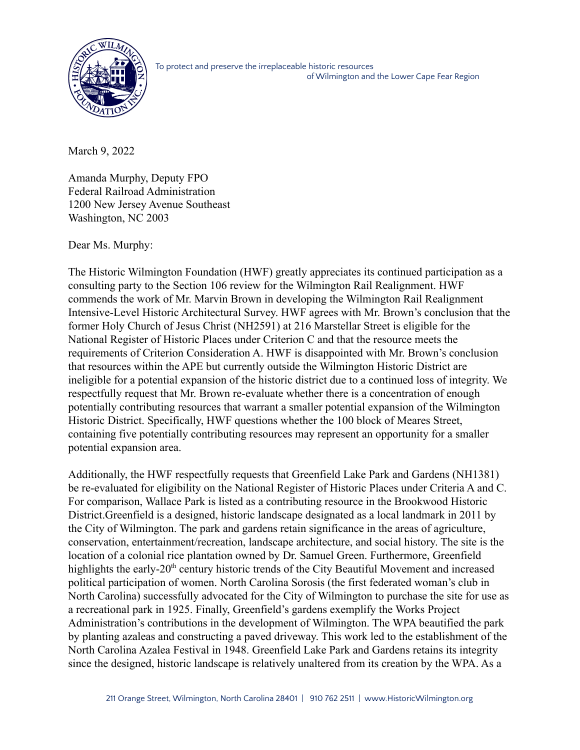To protect and preserve the irreplaceable historic resources of Wilmington and the Lower Cape Fear Region

March 9, 2022

Amanda Murphy, Deputy FPO
Federal Railroad Administration
1200 New Jersey Avenue Southeast
Washington, NC 2003

Dear Ms. Murphy:

The Historic Wilmington Foundation (HWF) greatly appreciates its continued participation as a consulting party to the Section 106 review for the Wilmington Rail Realignment. HWF commends the work of Mr. Marvin Brown in developing the Wilmington Rail Realignment Intensive-Level Historic Architectural Survey. HWF agrees with Mr. Brown's conclusion that the former Holy Church of Jesus Christ (NH2591) at 216 Marstellar Street is eligible for the National Register of Historic Places under Criterion C and that the resource meets the requirements of Criterion Consideration A. HWF is disappointed with Mr. Brown's conclusion that resources within the APE but currently outside the Wilmington Historic District are ineligible for a potential expansion of the historic district due to a continued loss of integrity. We respectfully request that Mr. Brown re-evaluate whether there is a concentration of enough potentially contributing resources that warrant a smaller potential expansion of the Wilmington Historic District. Specifically, HWF questions whether the 100 block of Meares Street, containing five potentially contributing resources may represent an opportunity for a smaller potential expansion area.

Additionally, the HWF respectfully requests that Greenfield Lake Park and Gardens (NH1381) be re-evaluated for eligibility on the National Register of Historic Places under Criteria A and C. For comparison, Wallace Park is listed as a contributing resource in the Brookwood Historic District.Greenfield is a designed, historic landscape designated as a local landmark in 2011 by the City of Wilmington. The park and gardens retain significance in the areas of agriculture, conservation, entertainment/recreation, landscape architecture, and social history. The site is the location of a colonial rice plantation owned by Dr. Samuel Green. Furthermore, Greenfield highlights the early-20th century historic trends of the City Beautiful Movement and increased political participation of women. North Carolina Sorosis (the first federated woman's club in North Carolina) successfully advocated for the City of Wilmington to purchase the site for use as a recreational park in 1925. Finally, Greenfield's gardens exemplify the Works Project Administration's contributions in the development of Wilmington. The WPA beautified the park by planting azaleas and constructing a paved driveway. This work led to the establishment of the North Carolina Azalea Festival in 1948. Greenfield Lake Park and Gardens retains its integrity since the designed, historic landscape is relatively unaltered from its creation by the WPA. As a

211 Orange Street, Wilmington, North Carolina 28401 | 910 762 2511 | www.HistoricWilmington.org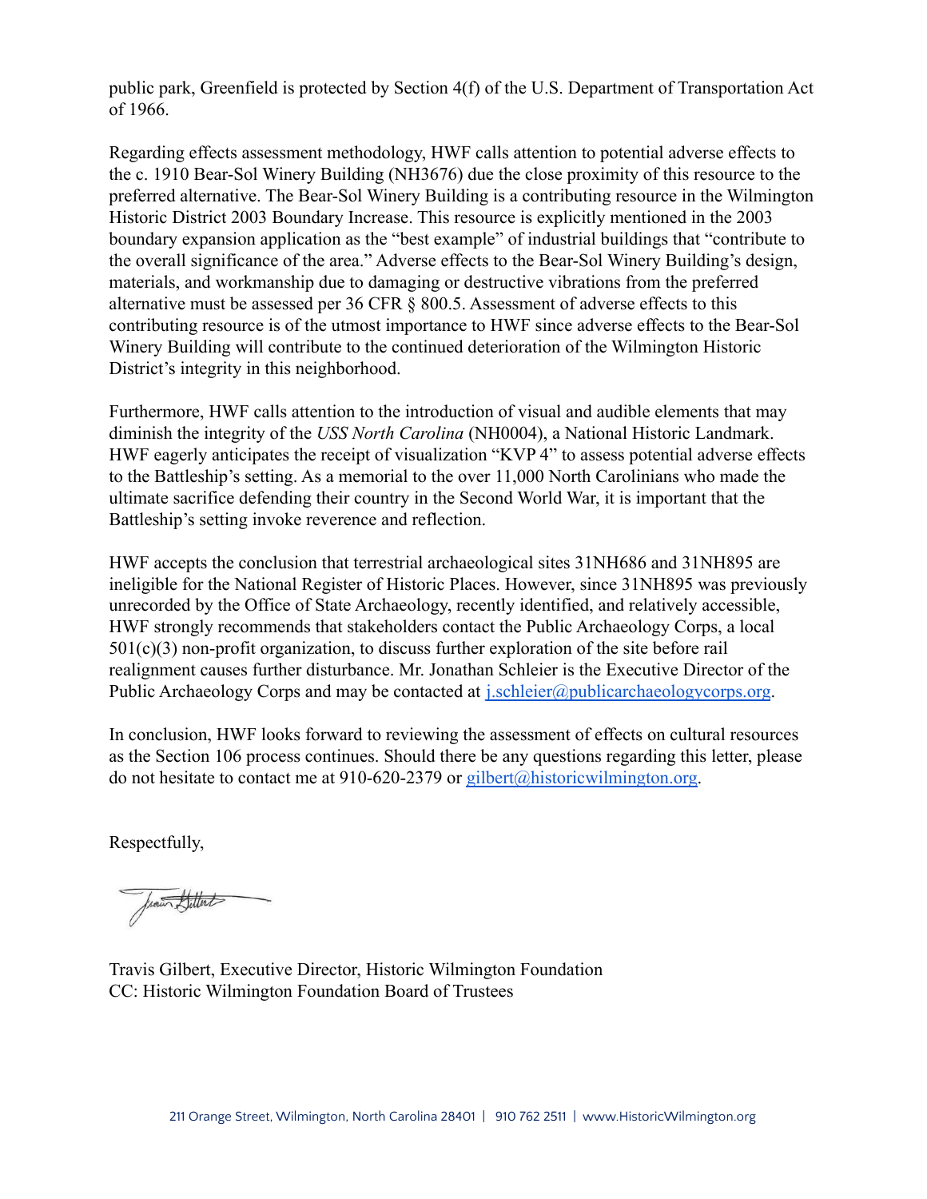public park, Greenfield is protected by Section 4(f) of the U.S. Department of Transportation Act of 1966.

Regarding effects assessment methodology, HWF calls attention to potential adverse effects to the c. 1910 Bear-Sol Winery Building (NH3676) due the close proximity of this resource to the preferred alternative. The Bear-Sol Winery Building is a contributing resource in the Wilmington Historic District 2003 Boundary Increase. This resource is explicitly mentioned in the 2003 boundary expansion application as the "best example" of industrial buildings that "contribute to the overall significance of the area." Adverse effects to the Bear-Sol Winery Building's design, materials, and workmanship due to damaging or destructive vibrations from the preferred alternative must be assessed per 36 CFR § 800.5. Assessment of adverse effects to this contributing resource is of the utmost importance to HWF since adverse effects to the Bear-Sol Winery Building will contribute to the continued deterioration of the Wilmington Historic District's integrity in this neighborhood.

Furthermore, HWF calls attention to the introduction of visual and audible elements that may diminish the integrity of the *USS North Carolina* (NH0004), a National Historic Landmark. HWF eagerly anticipates the receipt of visualization "KVP 4" to assess potential adverse effects to the Battleship's setting. As a memorial to the over 11,000 North Carolinians who made the ultimate sacrifice defending their country in the Second World War, it is important that the Battleship's setting invoke reverence and reflection.

HWF accepts the conclusion that terrestrial archaeological sites 31NH686 and 31NH895 are ineligible for the National Register of Historic Places. However, since 31NH895 was previously unrecorded by the Office of State Archaeology, recently identified, and relatively accessible, HWF strongly recommends that stakeholders contact the Public Archaeology Corps, a local 501(c)(3) non-profit organization, to discuss further exploration of the site before rail realignment causes further disturbance. Mr. Jonathan Schleier is the Executive Director of the Public Archaeology Corps and may be contacted at j.schleier@publicarchaeologycorps.org.

In conclusion, HWF looks forward to reviewing the assessment of effects on cultural resources as the Section 106 process continues. Should there be any questions regarding this letter, please do not hesitate to contact me at 910-620-2379 or gilbert@historicwilmington.org.

Respectfully,

Travis Gilbert, Executive Director, Historic Wilmington Foundation
CC: Historic Wilmington Foundation Board of Trustees

211 Orange Street, Wilmington, North Carolina 28401 | 910 762 2511 | www.HistoricWilmington.org